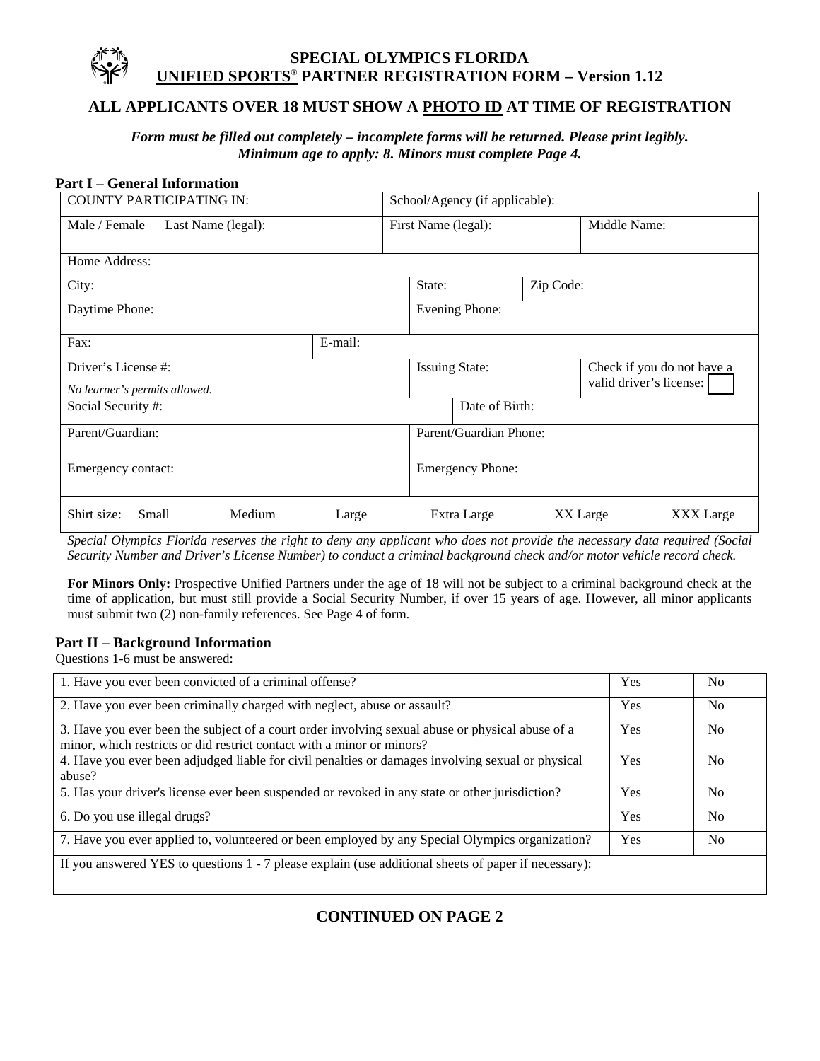# SPECIAL OLYMPICS FLORIDA
## UNIFIED SPORTS® PARTNER REGISTRATION FORM – Version 1.12

### ALL APPLICANTS OVER 18 MUST SHOW A PHOTO ID AT TIME OF REGISTRATION

***Form must be filled out completely – incomplete forms will be returned. Please print legibly.***
***Minimum age to apply: 8. Minors must complete Page 4.***

**Part I – General Information**

| | | | |
|---|---|---|---|
| COUNTY PARTICIPATING IN: | | School/Agency (if applicable): | |
| Male / Female | Last Name (legal): | First Name (legal): | Middle Name: |
| Home Address: | | | |
| City: | | State: | Zip Code: |
| Daytime Phone: | | Evening Phone: | |
| Fax: | E-mail: | | |
| Driver's License #: *No learner's permits allowed.* | | Issuing State: | Check if you do not have a valid driver's license: ☐ |
| Social Security #: | | Date of Birth: | |
| Parent/Guardian: | | Parent/Guardian Phone: | |
| Emergency contact: | | Emergency Phone: | |
| Shirt size: Small Medium Large | | Extra Large XX Large | XXX Large |

*Special Olympics Florida reserves the right to deny any applicant who does not provide the necessary data required (Social Security Number and Driver's License Number) to conduct a criminal background check and/or motor vehicle record check.*

**For Minors Only:** Prospective Unified Partners under the age of 18 will not be subject to a criminal background check at the time of application, but must still provide a Social Security Number, if over 15 years of age. However, all minor applicants must submit two (2) non-family references. See Page 4 of form.

**Part II – Background Information**

Questions 1-6 must be answered:

| Question | Yes | No |
|---|---|---|
| 1. Have you ever been convicted of a criminal offense? | Yes | No |
| 2. Have you ever been criminally charged with neglect, abuse or assault? | Yes | No |
| 3. Have you ever been the subject of a court order involving sexual abuse or physical abuse of a minor, which restricts or did restrict contact with a minor or minors? | Yes | No |
| 4. Have you ever been adjudged liable for civil penalties or damages involving sexual or physical abuse? | Yes | No |
| 5. Has your driver's license ever been suspended or revoked in any state or other jurisdiction? | Yes | No |
| 6. Do you use illegal drugs? | Yes | No |
| 7. Have you ever applied to, volunteered or been employed by any Special Olympics organization? | Yes | No |
| If you answered YES to questions 1 - 7 please explain (use additional sheets of paper if necessary): | | |

### CONTINUED ON PAGE 2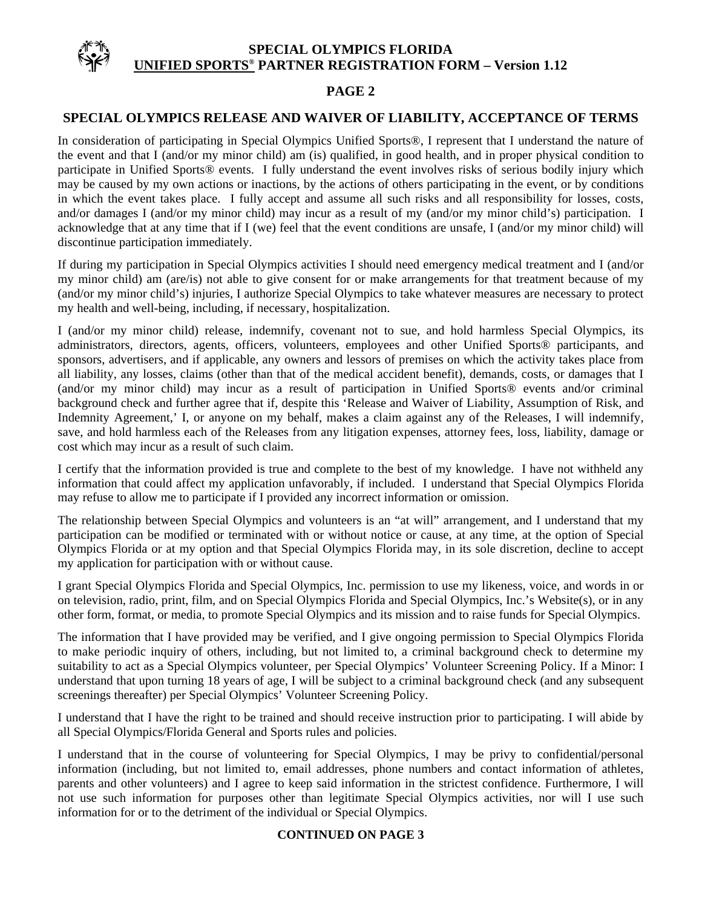# SPECIAL OLYMPICS FLORIDA

## UNIFIED SPORTS® PARTNER REGISTRATION FORM – Version 1.12

**PAGE 2**

## SPECIAL OLYMPICS RELEASE AND WAIVER OF LIABILITY, ACCEPTANCE OF TERMS

In consideration of participating in Special Olympics Unified Sports®, I represent that I understand the nature of the event and that I (and/or my minor child) am (is) qualified, in good health, and in proper physical condition to participate in Unified Sports® events. I fully understand the event involves risks of serious bodily injury which may be caused by my own actions or inactions, by the actions of others participating in the event, or by conditions in which the event takes place. I fully accept and assume all such risks and all responsibility for losses, costs, and/or damages I (and/or my minor child) may incur as a result of my (and/or my minor child's) participation. I acknowledge that at any time that if I (we) feel that the event conditions are unsafe, I (and/or my minor child) will discontinue participation immediately.

If during my participation in Special Olympics activities I should need emergency medical treatment and I (and/or my minor child) am (are/is) not able to give consent for or make arrangements for that treatment because of my (and/or my minor child's) injuries, I authorize Special Olympics to take whatever measures are necessary to protect my health and well-being, including, if necessary, hospitalization.

I (and/or my minor child) release, indemnify, covenant not to sue, and hold harmless Special Olympics, its administrators, directors, agents, officers, volunteers, employees and other Unified Sports® participants, and sponsors, advertisers, and if applicable, any owners and lessors of premises on which the activity takes place from all liability, any losses, claims (other than that of the medical accident benefit), demands, costs, or damages that I (and/or my minor child) may incur as a result of participation in Unified Sports® events and/or criminal background check and further agree that if, despite this 'Release and Waiver of Liability, Assumption of Risk, and Indemnity Agreement,' I, or anyone on my behalf, makes a claim against any of the Releases, I will indemnify, save, and hold harmless each of the Releases from any litigation expenses, attorney fees, loss, liability, damage or cost which may incur as a result of such claim.

I certify that the information provided is true and complete to the best of my knowledge. I have not withheld any information that could affect my application unfavorably, if included. I understand that Special Olympics Florida may refuse to allow me to participate if I provided any incorrect information or omission.

The relationship between Special Olympics and volunteers is an "at will" arrangement, and I understand that my participation can be modified or terminated with or without notice or cause, at any time, at the option of Special Olympics Florida or at my option and that Special Olympics Florida may, in its sole discretion, decline to accept my application for participation with or without cause.

I grant Special Olympics Florida and Special Olympics, Inc. permission to use my likeness, voice, and words in or on television, radio, print, film, and on Special Olympics Florida and Special Olympics, Inc.'s Website(s), or in any other form, format, or media, to promote Special Olympics and its mission and to raise funds for Special Olympics.

The information that I have provided may be verified, and I give ongoing permission to Special Olympics Florida to make periodic inquiry of others, including, but not limited to, a criminal background check to determine my suitability to act as a Special Olympics volunteer, per Special Olympics' Volunteer Screening Policy. If a Minor: I understand that upon turning 18 years of age, I will be subject to a criminal background check (and any subsequent screenings thereafter) per Special Olympics' Volunteer Screening Policy.

I understand that I have the right to be trained and should receive instruction prior to participating. I will abide by all Special Olympics/Florida General and Sports rules and policies.

I understand that in the course of volunteering for Special Olympics, I may be privy to confidential/personal information (including, but not limited to, email addresses, phone numbers and contact information of athletes, parents and other volunteers) and I agree to keep said information in the strictest confidence. Furthermore, I will not use such information for purposes other than legitimate Special Olympics activities, nor will I use such information for or to the detriment of the individual or Special Olympics.

**CONTINUED ON PAGE 3**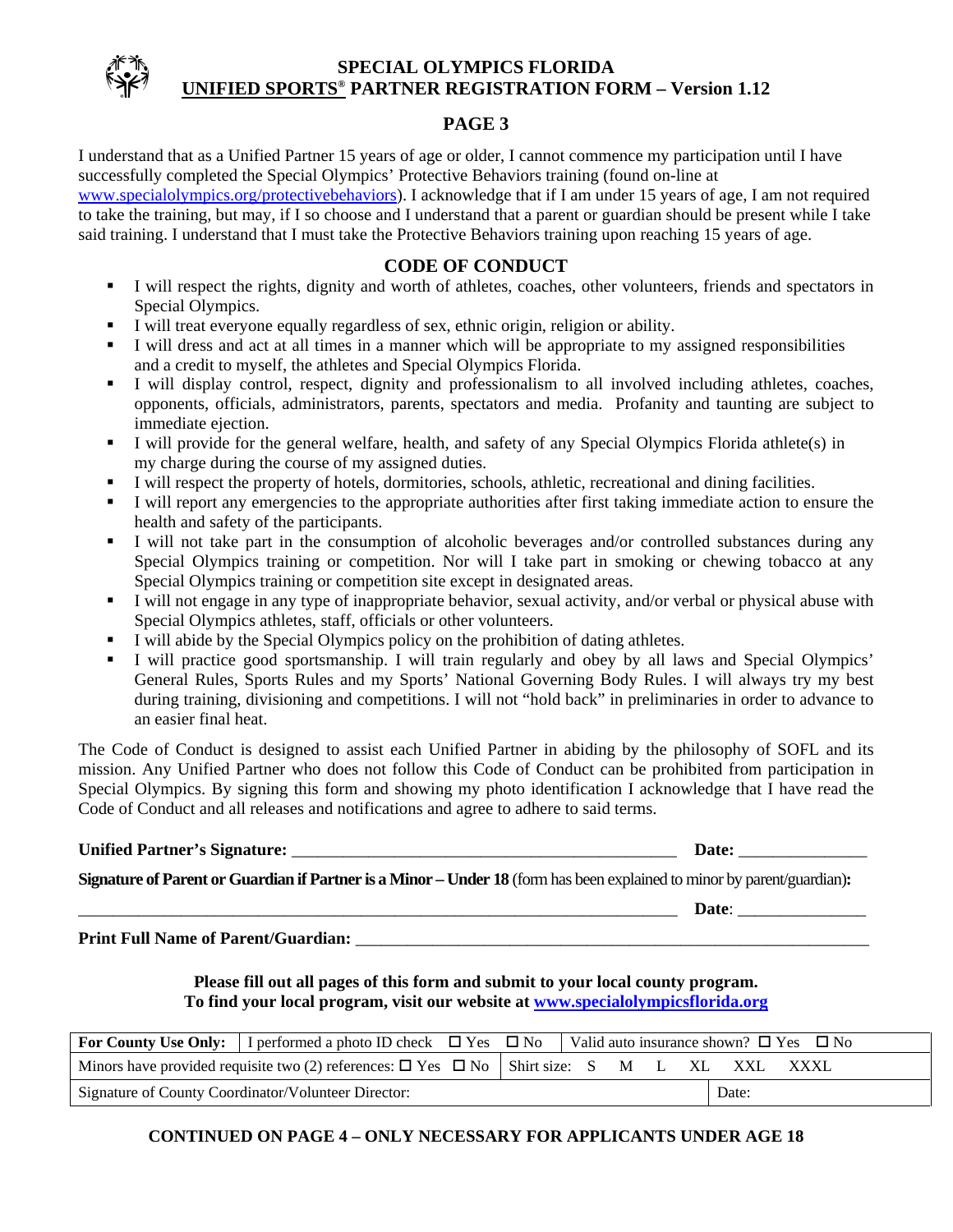# SPECIAL OLYMPICS FLORIDA
## UNIFIED SPORTS® PARTNER REGISTRATION FORM – Version 1.12

### PAGE 3

I understand that as a Unified Partner 15 years of age or older, I cannot commence my participation until I have successfully completed the Special Olympics' Protective Behaviors training (found on-line at www.specialolympics.org/protectivebehaviors). I acknowledge that if I am under 15 years of age, I am not required to take the training, but may, if I so choose and I understand that a parent or guardian should be present while I take said training. I understand that I must take the Protective Behaviors training upon reaching 15 years of age.

### CODE OF CONDUCT

- I will respect the rights, dignity and worth of athletes, coaches, other volunteers, friends and spectators in Special Olympics.
- I will treat everyone equally regardless of sex, ethnic origin, religion or ability.
- I will dress and act at all times in a manner which will be appropriate to my assigned responsibilities and a credit to myself, the athletes and Special Olympics Florida.
- I will display control, respect, dignity and professionalism to all involved including athletes, coaches, opponents, officials, administrators, parents, spectators and media. Profanity and taunting are subject to immediate ejection.
- I will provide for the general welfare, health, and safety of any Special Olympics Florida athlete(s) in my charge during the course of my assigned duties.
- I will respect the property of hotels, dormitories, schools, athletic, recreational and dining facilities.
- I will report any emergencies to the appropriate authorities after first taking immediate action to ensure the health and safety of the participants.
- I will not take part in the consumption of alcoholic beverages and/or controlled substances during any Special Olympics training or competition. Nor will I take part in smoking or chewing tobacco at any Special Olympics training or competition site except in designated areas.
- I will not engage in any type of inappropriate behavior, sexual activity, and/or verbal or physical abuse with Special Olympics athletes, staff, officials or other volunteers.
- I will abide by the Special Olympics policy on the prohibition of dating athletes.
- I will practice good sportsmanship. I will train regularly and obey by all laws and Special Olympics' General Rules, Sports Rules and my Sports' National Governing Body Rules. I will always try my best during training, divisioning and competitions. I will not "hold back" in preliminaries in order to advance to an easier final heat.

The Code of Conduct is designed to assist each Unified Partner in abiding by the philosophy of SOFL and its mission. Any Unified Partner who does not follow this Code of Conduct can be prohibited from participation in Special Olympics. By signing this form and showing my photo identification I acknowledge that I have read the Code of Conduct and all releases and notifications and agree to adhere to said terms.

**Unified Partner's Signature:** ______________________________________________ **Date:** _______________

**Signature of Parent or Guardian if Partner is a Minor – Under 18** (form has been explained to minor by parent/guardian)**:**

______________________________________________________________________ **Date**: _______________

**Print Full Name of Parent/Guardian:** ____________________________________________________________

**Please fill out all pages of this form and submit to your local county program.**
**To find your local program, visit our website at www.specialolympicsflorida.org**

| **For County Use Only:** | I performed a photo ID check ☐ Yes ☐ No | Valid auto insurance shown? ☐ Yes ☐ No |
|---|---|---|
| Minors have provided requisite two (2) references: ☐ Yes ☐ No | | Shirt size: S M L XL XXL XXXL |
| Signature of County Coordinator/Volunteer Director: | | Date: |

**CONTINUED ON PAGE 4 – ONLY NECESSARY FOR APPLICANTS UNDER AGE 18**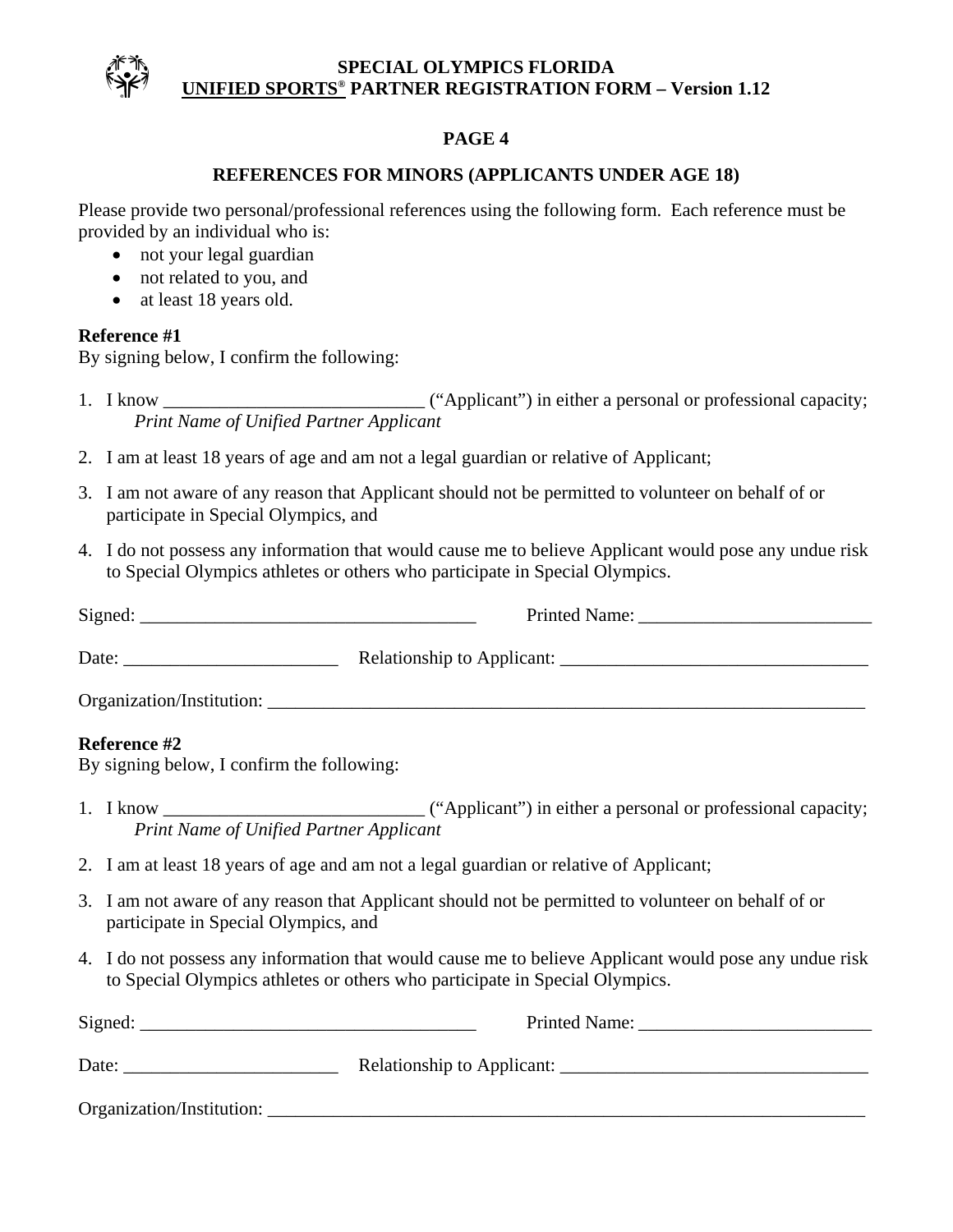**SPECIAL OLYMPICS FLORIDA**
**UNIFIED SPORTS® PARTNER REGISTRATION FORM – Version 1.12**

## PAGE 4

## REFERENCES FOR MINORS (APPLICANTS UNDER AGE 18)

Please provide two personal/professional references using the following form. Each reference must be provided by an individual who is:

- not your legal guardian
- not related to you, and
- at least 18 years old.

**Reference #1**
By signing below, I confirm the following:

1. I know ____________________________ ("Applicant") in either a personal or professional capacity;
   *Print Name of Unified Partner Applicant*
2. I am at least 18 years of age and am not a legal guardian or relative of Applicant;
3. I am not aware of any reason that Applicant should not be permitted to volunteer on behalf of or participate in Special Olympics, and
4. I do not possess any information that would cause me to believe Applicant would pose any undue risk to Special Olympics athletes or others who participate in Special Olympics.

Signed: ____________________________________ Printed Name: _________________________

Date: _______________________ Relationship to Applicant: _________________________________

Organization/Institution: ___________________________________________________________________

**Reference #2**
By signing below, I confirm the following:

1. I know ____________________________ ("Applicant") in either a personal or professional capacity;
   *Print Name of Unified Partner Applicant*
2. I am at least 18 years of age and am not a legal guardian or relative of Applicant;
3. I am not aware of any reason that Applicant should not be permitted to volunteer on behalf of or participate in Special Olympics, and
4. I do not possess any information that would cause me to believe Applicant would pose any undue risk to Special Olympics athletes or others who participate in Special Olympics.

Signed: ____________________________________ Printed Name: _________________________

Date: _______________________ Relationship to Applicant: _________________________________

Organization/Institution: ___________________________________________________________________